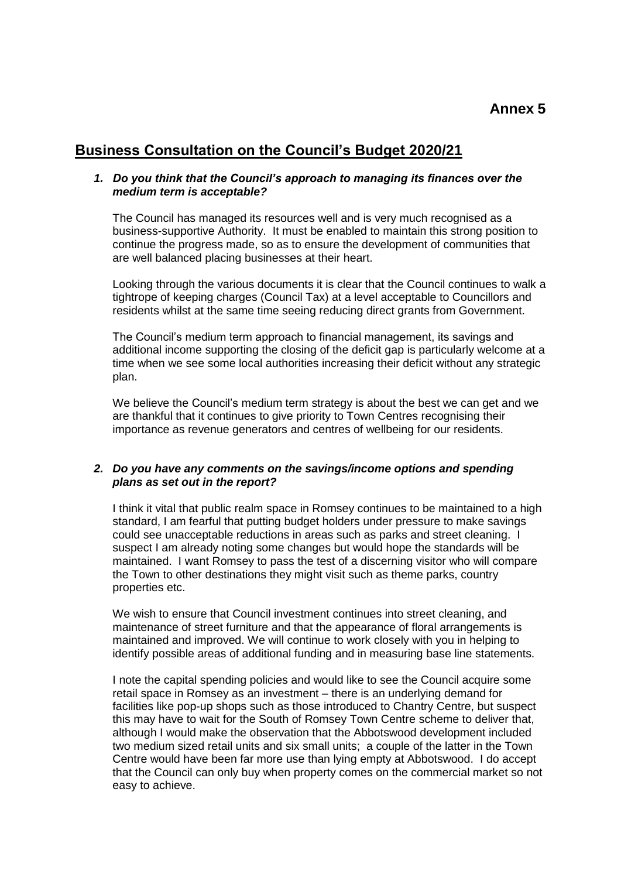**Annex 5**

# Business Consultation on the Council's Budget 2020/21

1. ***Do you think that the Council's approach to managing its finances over the medium term is acceptable?***

   The Council has managed its resources well and is very much recognised as a business-supportive Authority. It must be enabled to maintain this strong position to continue the progress made, so as to ensure the development of communities that are well balanced placing businesses at their heart.

   Looking through the various documents it is clear that the Council continues to walk a tightrope of keeping charges (Council Tax) at a level acceptable to Councillors and residents whilst at the same time seeing reducing direct grants from Government.

   The Council's medium term approach to financial management, its savings and additional income supporting the closing of the deficit gap is particularly welcome at a time when we see some local authorities increasing their deficit without any strategic plan.

   We believe the Council's medium term strategy is about the best we can get and we are thankful that it continues to give priority to Town Centres recognising their importance as revenue generators and centres of wellbeing for our residents.

2. ***Do you have any comments on the savings/income options and spending plans as set out in the report?***

   I think it vital that public realm space in Romsey continues to be maintained to a high standard, I am fearful that putting budget holders under pressure to make savings could see unacceptable reductions in areas such as parks and street cleaning. I suspect I am already noting some changes but would hope the standards will be maintained. I want Romsey to pass the test of a discerning visitor who will compare the Town to other destinations they might visit such as theme parks, country properties etc.

   We wish to ensure that Council investment continues into street cleaning, and maintenance of street furniture and that the appearance of floral arrangements is maintained and improved. We will continue to work closely with you in helping to identify possible areas of additional funding and in measuring base line statements.

   I note the capital spending policies and would like to see the Council acquire some retail space in Romsey as an investment – there is an underlying demand for facilities like pop-up shops such as those introduced to Chantry Centre, but suspect this may have to wait for the South of Romsey Town Centre scheme to deliver that, although I would make the observation that the Abbotswood development included two medium sized retail units and six small units; a couple of the latter in the Town Centre would have been far more use than lying empty at Abbotswood. I do accept that the Council can only buy when property comes on the commercial market so not easy to achieve.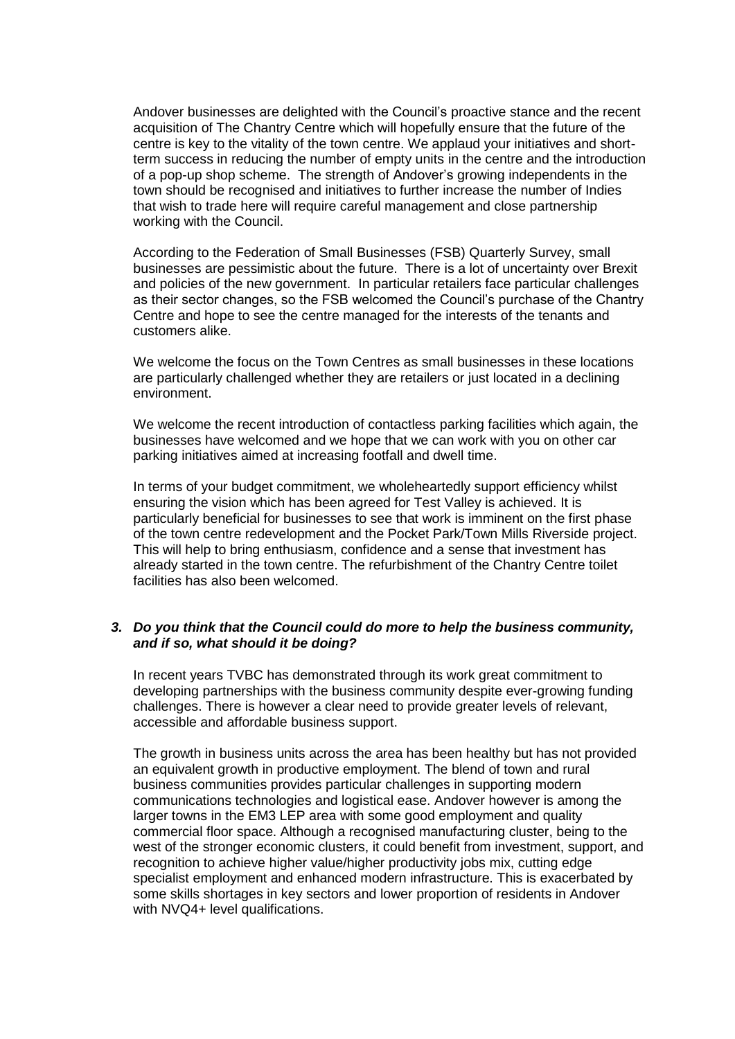Andover businesses are delighted with the Council's proactive stance and the recent acquisition of The Chantry Centre which will hopefully ensure that the future of the centre is key to the vitality of the town centre. We applaud your initiatives and short-term success in reducing the number of empty units in the centre and the introduction of a pop-up shop scheme. The strength of Andover's growing independents in the town should be recognised and initiatives to further increase the number of Indies that wish to trade here will require careful management and close partnership working with the Council.

According to the Federation of Small Businesses (FSB) Quarterly Survey, small businesses are pessimistic about the future. There is a lot of uncertainty over Brexit and policies of the new government. In particular retailers face particular challenges as their sector changes, so the FSB welcomed the Council's purchase of the Chantry Centre and hope to see the centre managed for the interests of the tenants and customers alike.

We welcome the focus on the Town Centres as small businesses in these locations are particularly challenged whether they are retailers or just located in a declining environment.

We welcome the recent introduction of contactless parking facilities which again, the businesses have welcomed and we hope that we can work with you on other car parking initiatives aimed at increasing footfall and dwell time.

In terms of your budget commitment, we wholeheartedly support efficiency whilst ensuring the vision which has been agreed for Test Valley is achieved. It is particularly beneficial for businesses to see that work is imminent on the first phase of the town centre redevelopment and the Pocket Park/Town Mills Riverside project. This will help to bring enthusiasm, confidence and a sense that investment has already started in the town centre. The refurbishment of the Chantry Centre toilet facilities has also been welcomed.

### *3. Do you think that the Council could do more to help the business community, and if so, what should it be doing?*

In recent years TVBC has demonstrated through its work great commitment to developing partnerships with the business community despite ever-growing funding challenges. There is however a clear need to provide greater levels of relevant, accessible and affordable business support.

The growth in business units across the area has been healthy but has not provided an equivalent growth in productive employment. The blend of town and rural business communities provides particular challenges in supporting modern communications technologies and logistical ease. Andover however is among the larger towns in the EM3 LEP area with some good employment and quality commercial floor space. Although a recognised manufacturing cluster, being to the west of the stronger economic clusters, it could benefit from investment, support, and recognition to achieve higher value/higher productivity jobs mix, cutting edge specialist employment and enhanced modern infrastructure. This is exacerbated by some skills shortages in key sectors and lower proportion of residents in Andover with NVQ4+ level qualifications.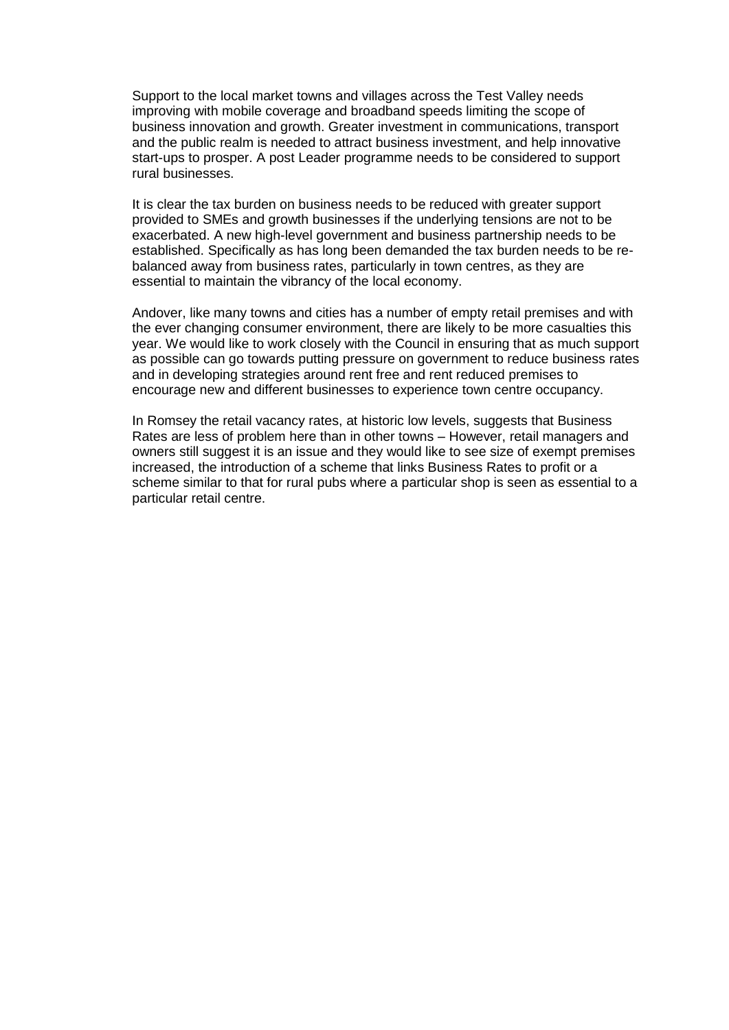Support to the local market towns and villages across the Test Valley needs improving with mobile coverage and broadband speeds limiting the scope of business innovation and growth. Greater investment in communications, transport and the public realm is needed to attract business investment, and help innovative start-ups to prosper. A post Leader programme needs to be considered to support rural businesses.

It is clear the tax burden on business needs to be reduced with greater support provided to SMEs and growth businesses if the underlying tensions are not to be exacerbated. A new high-level government and business partnership needs to be established. Specifically as has long been demanded the tax burden needs to be re-balanced away from business rates, particularly in town centres, as they are essential to maintain the vibrancy of the local economy.

Andover, like many towns and cities has a number of empty retail premises and with the ever changing consumer environment, there are likely to be more casualties this year. We would like to work closely with the Council in ensuring that as much support as possible can go towards putting pressure on government to reduce business rates and in developing strategies around rent free and rent reduced premises to encourage new and different businesses to experience town centre occupancy.

In Romsey the retail vacancy rates, at historic low levels, suggests that Business Rates are less of problem here than in other towns – However, retail managers and owners still suggest it is an issue and they would like to see size of exempt premises increased, the introduction of a scheme that links Business Rates to profit or a scheme similar to that for rural pubs where a particular shop is seen as essential to a particular retail centre.